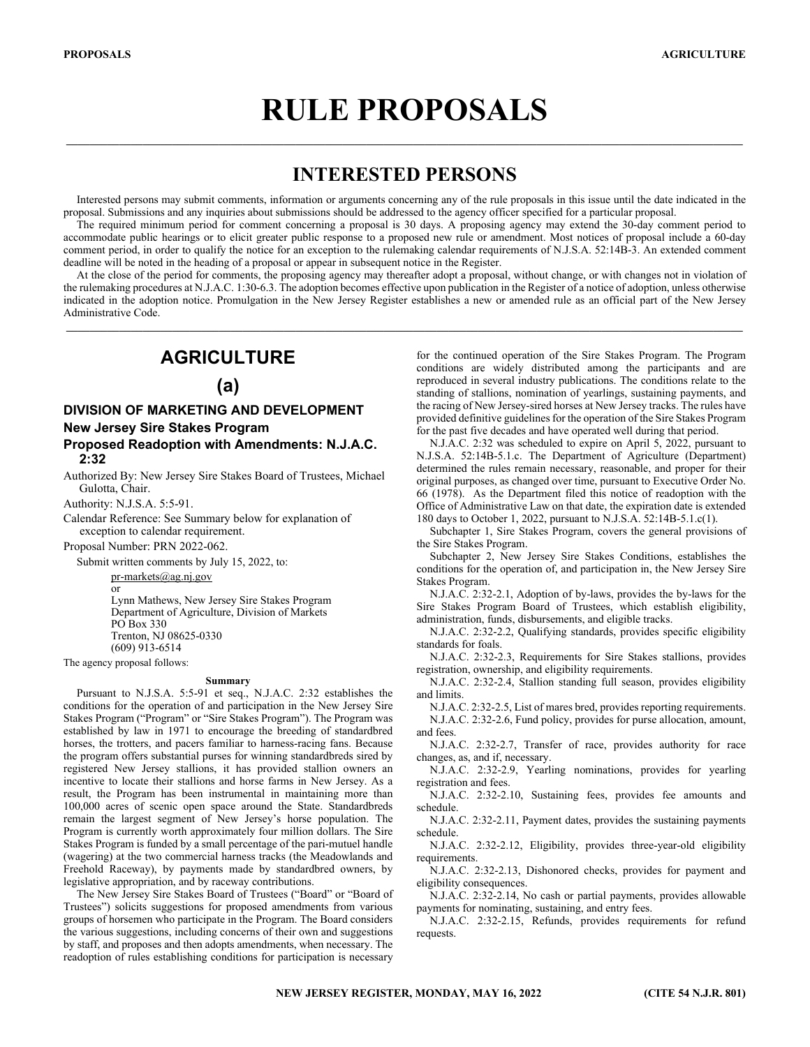# RULE PROPOSALS

## INTERESTED PERSONS

Interested persons may submit comments, information or arguments concerning any of the rule proposals in this issue until the date indicated in the proposal. Submissions and any inquiries about submissions should be addressed to the agency officer specified for a particular proposal.

The required minimum period for comment concerning a proposal is 30 days. A proposing agency may extend the 30-day comment period to accommodate public hearings or to elicit greater public response to a proposed new rule or amendment. Most notices of proposal include a 60-day comment period, in order to qualify the notice for an exception to the rulemaking calendar requirements of N.J.S.A. 52:14B-3. An extended comment deadline will be noted in the heading of a proposal or appear in subsequent notice in the Register.

At the close of the period for comments, the proposing agency may thereafter adopt a proposal, without change, or with changes not in violation of the rulemaking procedures at N.J.A.C. 1:30-6.3. The adoption becomes effective upon publication in the Register of a notice of adoption, unless otherwise indicated in the adoption notice. Promulgation in the New Jersey Register establishes a new or amended rule as an official part of the New Jersey Administrative Code.

## AGRICULTURE

### (a)

### DIVISION OF MARKETING AND DEVELOPMENT

### New Jersey Sire Stakes Program

### Proposed Readoption with Amendments: N.J.A.C. 2:32

Authorized By: New Jersey Sire Stakes Board of Trustees, Michael Gulotta, Chair.

Authority: N.J.S.A. 5:5-91.

Calendar Reference: See Summary below for explanation of exception to calendar requirement.

Proposal Number: PRN 2022-062.

Submit written comments by July 15, 2022, to:

pr-markets@ag.nj.gov
or
Lynn Mathews, New Jersey Sire Stakes Program
Department of Agriculture, Division of Markets
PO Box 330
Trenton, NJ 08625-0330
(609) 913-6514

The agency proposal follows:

**Summary**

Pursuant to N.J.S.A. 5:5-91 et seq., N.J.A.C. 2:32 establishes the conditions for the operation of and participation in the New Jersey Sire Stakes Program ("Program" or "Sire Stakes Program"). The Program was established by law in 1971 to encourage the breeding of standardbred horses, the trotters, and pacers familiar to harness-racing fans. Because the program offers substantial purses for winning standardbreds sired by registered New Jersey stallions, it has provided stallion owners an incentive to locate their stallions and horse farms in New Jersey. As a result, the Program has been instrumental in maintaining more than 100,000 acres of scenic open space around the State. Standardbreds remain the largest segment of New Jersey's horse population. The Program is currently worth approximately four million dollars. The Sire Stakes Program is funded by a small percentage of the pari-mutuel handle (wagering) at the two commercial harness tracks (the Meadowlands and Freehold Raceway), by payments made by standardbred owners, by legislative appropriation, and by raceway contributions.

The New Jersey Sire Stakes Board of Trustees ("Board" or "Board of Trustees") solicits suggestions for proposed amendments from various groups of horsemen who participate in the Program. The Board considers the various suggestions, including concerns of their own and suggestions by staff, and proposes and then adopts amendments, when necessary. The readoption of rules establishing conditions for participation is necessary for the continued operation of the Sire Stakes Program. The Program conditions are widely distributed among the participants and are reproduced in several industry publications. The conditions relate to the standing of stallions, nomination of yearlings, sustaining payments, and the racing of New Jersey-sired horses at New Jersey tracks. The rules have provided definitive guidelines for the operation of the Sire Stakes Program for the past five decades and have operated well during that period.

N.J.A.C. 2:32 was scheduled to expire on April 5, 2022, pursuant to N.J.S.A. 52:14B-5.1.c. The Department of Agriculture (Department) determined the rules remain necessary, reasonable, and proper for their original purposes, as changed over time, pursuant to Executive Order No. 66 (1978). As the Department filed this notice of readoption with the Office of Administrative Law on that date, the expiration date is extended 180 days to October 1, 2022, pursuant to N.J.S.A. 52:14B-5.1.c(1).

Subchapter 1, Sire Stakes Program, covers the general provisions of the Sire Stakes Program.

Subchapter 2, New Jersey Sire Stakes Conditions, establishes the conditions for the operation of, and participation in, the New Jersey Sire Stakes Program.

N.J.A.C. 2:32-2.1, Adoption of by-laws, provides the by-laws for the Sire Stakes Program Board of Trustees, which establish eligibility, administration, funds, disbursements, and eligible tracks.

N.J.A.C. 2:32-2.2, Qualifying standards, provides specific eligibility standards for foals.

N.J.A.C. 2:32-2.3, Requirements for Sire Stakes stallions, provides registration, ownership, and eligibility requirements.

N.J.A.C. 2:32-2.4, Stallion standing full season, provides eligibility and limits.

N.J.A.C. 2:32-2.5, List of mares bred, provides reporting requirements.

N.J.A.C. 2:32-2.6, Fund policy, provides for purse allocation, amount, and fees.

N.J.A.C. 2:32-2.7, Transfer of race, provides authority for race changes, as, and if, necessary.

N.J.A.C. 2:32-2.9, Yearling nominations, provides for yearling registration and fees.

N.J.A.C. 2:32-2.10, Sustaining fees, provides fee amounts and schedule.

N.J.A.C. 2:32-2.11, Payment dates, provides the sustaining payments schedule.

N.J.A.C. 2:32-2.12, Eligibility, provides three-year-old eligibility requirements.

N.J.A.C. 2:32-2.13, Dishonored checks, provides for payment and eligibility consequences.

N.J.A.C. 2:32-2.14, No cash or partial payments, provides allowable payments for nominating, sustaining, and entry fees.

N.J.A.C. 2:32-2.15, Refunds, provides requirements for refund requests.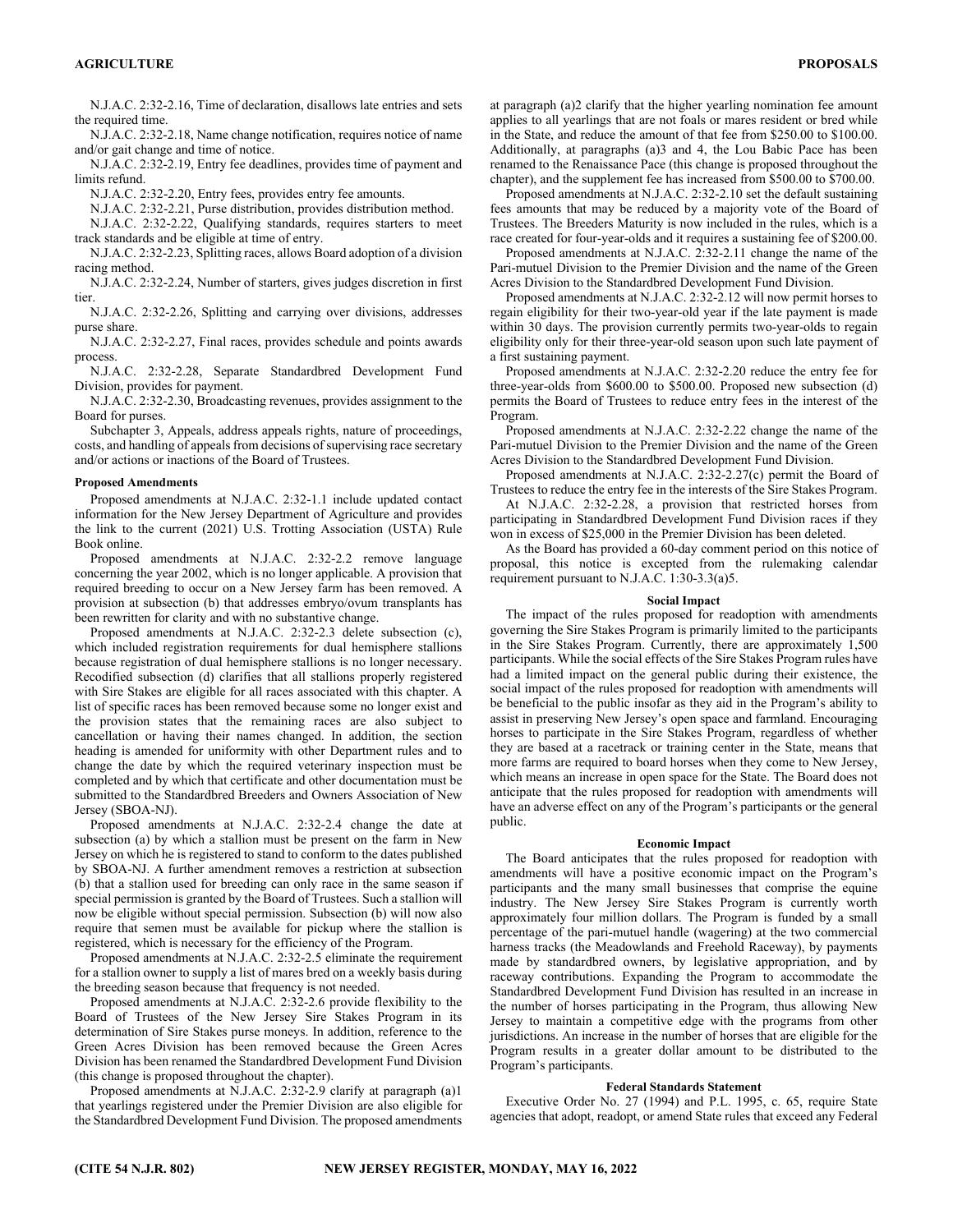N.J.A.C. 2:32-2.16, Time of declaration, disallows late entries and sets the required time.

N.J.A.C. 2:32-2.18, Name change notification, requires notice of name and/or gait change and time of notice.

N.J.A.C. 2:32-2.19, Entry fee deadlines, provides time of payment and limits refund.

N.J.A.C. 2:32-2.20, Entry fees, provides entry fee amounts.

N.J.A.C. 2:32-2.21, Purse distribution, provides distribution method.

N.J.A.C. 2:32-2.22, Qualifying standards, requires starters to meet track standards and be eligible at time of entry.

N.J.A.C. 2:32-2.23, Splitting races, allows Board adoption of a division racing method.

N.J.A.C. 2:32-2.24, Number of starters, gives judges discretion in first tier.

N.J.A.C. 2:32-2.26, Splitting and carrying over divisions, addresses purse share.

N.J.A.C. 2:32-2.27, Final races, provides schedule and points awards process.

N.J.A.C. 2:32-2.28, Separate Standardbred Development Fund Division, provides for payment.

N.J.A.C. 2:32-2.30, Broadcasting revenues, provides assignment to the Board for purses.

Subchapter 3, Appeals, address appeals rights, nature of proceedings, costs, and handling of appeals from decisions of supervising race secretary and/or actions or inactions of the Board of Trustees.

**Proposed Amendments**

Proposed amendments at N.J.A.C. 2:32-1.1 include updated contact information for the New Jersey Department of Agriculture and provides the link to the current (2021) U.S. Trotting Association (USTA) Rule Book online.

Proposed amendments at N.J.A.C. 2:32-2.2 remove language concerning the year 2002, which is no longer applicable. A provision that required breeding to occur on a New Jersey farm has been removed. A provision at subsection (b) that addresses embryo/ovum transplants has been rewritten for clarity and with no substantive change.

Proposed amendments at N.J.A.C. 2:32-2.3 delete subsection (c), which included registration requirements for dual hemisphere stallions because registration of dual hemisphere stallions is no longer necessary. Recodified subsection (d) clarifies that all stallions properly registered with Sire Stakes are eligible for all races associated with this chapter. A list of specific races has been removed because some no longer exist and the provision states that the remaining races are also subject to cancellation or having their names changed. In addition, the section heading is amended for uniformity with other Department rules and to change the date by which the required veterinary inspection must be completed and by which that certificate and other documentation must be submitted to the Standardbred Breeders and Owners Association of New Jersey (SBOA-NJ).

Proposed amendments at N.J.A.C. 2:32-2.4 change the date at subsection (a) by which a stallion must be present on the farm in New Jersey on which he is registered to stand to conform to the dates published by SBOA-NJ. A further amendment removes a restriction at subsection (b) that a stallion used for breeding can only race in the same season if special permission is granted by the Board of Trustees. Such a stallion will now be eligible without special permission. Subsection (b) will now also require that semen must be available for pickup where the stallion is registered, which is necessary for the efficiency of the Program.

Proposed amendments at N.J.A.C. 2:32-2.5 eliminate the requirement for a stallion owner to supply a list of mares bred on a weekly basis during the breeding season because that frequency is not needed.

Proposed amendments at N.J.A.C. 2:32-2.6 provide flexibility to the Board of Trustees of the New Jersey Sire Stakes Program in its determination of Sire Stakes purse moneys. In addition, reference to the Green Acres Division has been removed because the Green Acres Division has been renamed the Standardbred Development Fund Division (this change is proposed throughout the chapter).

Proposed amendments at N.J.A.C. 2:32-2.9 clarify at paragraph (a)1 that yearlings registered under the Premier Division are also eligible for the Standardbred Development Fund Division. The proposed amendments at paragraph (a)2 clarify that the higher yearling nomination fee amount applies to all yearlings that are not foals or mares resident or bred while in the State, and reduce the amount of that fee from $250.00 to $100.00. Additionally, at paragraphs (a)3 and 4, the Lou Babic Pace has been renamed to the Renaissance Pace (this change is proposed throughout the chapter), and the supplement fee has increased from $500.00 to $700.00.

Proposed amendments at N.J.A.C. 2:32-2.10 set the default sustaining fees amounts that may be reduced by a majority vote of the Board of Trustees. The Breeders Maturity is now included in the rules, which is a race created for four-year-olds and it requires a sustaining fee of $200.00.

Proposed amendments at N.J.A.C. 2:32-2.11 change the name of the Pari-mutuel Division to the Premier Division and the name of the Green Acres Division to the Standardbred Development Fund Division.

Proposed amendments at N.J.A.C. 2:32-2.12 will now permit horses to regain eligibility for their two-year-old year if the late payment is made within 30 days. The provision currently permits two-year-olds to regain eligibility only for their three-year-old season upon such late payment of a first sustaining payment.

Proposed amendments at N.J.A.C. 2:32-2.20 reduce the entry fee for three-year-olds from $600.00 to $500.00. Proposed new subsection (d) permits the Board of Trustees to reduce entry fees in the interest of the Program.

Proposed amendments at N.J.A.C. 2:32-2.22 change the name of the Pari-mutuel Division to the Premier Division and the name of the Green Acres Division to the Standardbred Development Fund Division.

Proposed amendments at N.J.A.C. 2:32-2.27(c) permit the Board of Trustees to reduce the entry fee in the interests of the Sire Stakes Program.

At N.J.A.C. 2:32-2.28, a provision that restricted horses from participating in Standardbred Development Fund Division races if they won in excess of $25,000 in the Premier Division has been deleted.

As the Board has provided a 60-day comment period on this notice of proposal, this notice is excepted from the rulemaking calendar requirement pursuant to N.J.A.C. 1:30-3.3(a)5.

**Social Impact**

The impact of the rules proposed for readoption with amendments governing the Sire Stakes Program is primarily limited to the participants in the Sire Stakes Program. Currently, there are approximately 1,500 participants. While the social effects of the Sire Stakes Program rules have had a limited impact on the general public during their existence, the social impact of the rules proposed for readoption with amendments will be beneficial to the public insofar as they aid in the Program's ability to assist in preserving New Jersey's open space and farmland. Encouraging horses to participate in the Sire Stakes Program, regardless of whether they are based at a racetrack or training center in the State, means that more farms are required to board horses when they come to New Jersey, which means an increase in open space for the State. The Board does not anticipate that the rules proposed for readoption with amendments will have an adverse effect on any of the Program's participants or the general public.

**Economic Impact**

The Board anticipates that the rules proposed for readoption with amendments will have a positive economic impact on the Program's participants and the many small businesses that comprise the equine industry. The New Jersey Sire Stakes Program is currently worth approximately four million dollars. The Program is funded by a small percentage of the pari-mutuel handle (wagering) at the two commercial harness tracks (the Meadowlands and Freehold Raceway), by payments made by standardbred owners, by legislative appropriation, and by raceway contributions. Expanding the Program to accommodate the Standardbred Development Fund Division has resulted in an increase in the number of horses participating in the Program, thus allowing New Jersey to maintain a competitive edge with the programs from other jurisdictions. An increase in the number of horses that are eligible for the Program results in a greater dollar amount to be distributed to the Program's participants.

**Federal Standards Statement**

Executive Order No. 27 (1994) and P.L. 1995, c. 65, require State agencies that adopt, readopt, or amend State rules that exceed any Federal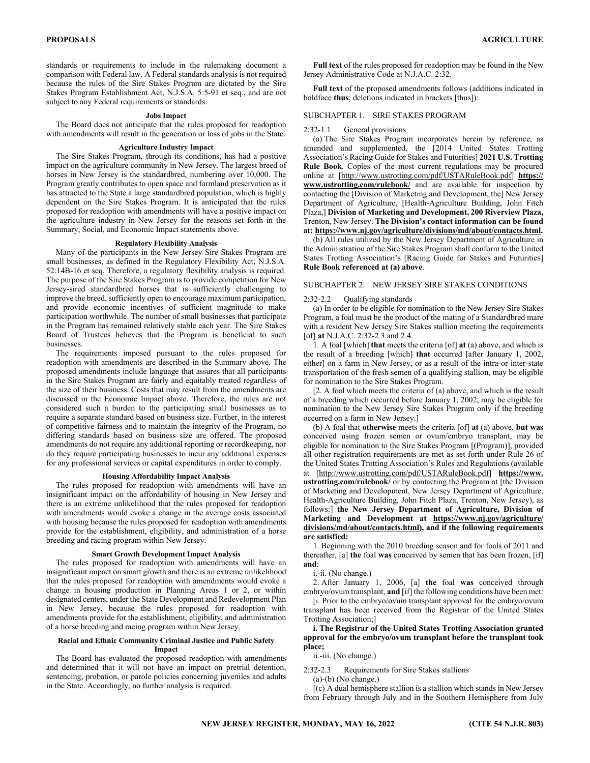standards or requirements to include in the rulemaking document a comparison with Federal law. A Federal standards analysis is not required because the rules of the Sire Stakes Program are dictated by the Sire Stakes Program Establishment Act, N.J.S.A. 5:5-91 et seq., and are not subject to any Federal requirements or standards.

#### Jobs Impact

The Board does not anticipate that the rules proposed for readoption with amendments will result in the generation or loss of jobs in the State.

#### Agriculture Industry Impact

The Sire Stakes Program, through its conditions, has had a positive impact on the agriculture community in New Jersey. The largest breed of horses in New Jersey is the standardbred, numbering over 10,000. The Program greatly contributes to open space and farmland preservation as it has attracted to the State a large standardbred population, which is highly dependent on the Sire Stakes Program. It is anticipated that the rules proposed for readoption with amendments will have a positive impact on the agriculture industry in New Jersey for the reasons set forth in the Summary, Social, and Economic Impact statements above.

#### Regulatory Flexibility Analysis

Many of the participants in the New Jersey Sire Stakes Program are small businesses, as defined in the Regulatory Flexibility Act, N.J.S.A. 52:14B-16 et seq. Therefore, a regulatory flexibility analysis is required. The purpose of the Sire Stakes Program is to provide competition for New Jersey-sired standardbred horses that is sufficiently challenging to improve the breed, sufficiently open to encourage maximum participation, and provide economic incentives of sufficient magnitude to make participation worthwhile. The number of small businesses that participate in the Program has remained relatively stable each year. The Sire Stakes Board of Trustees believes that the Program is beneficial to such businesses.

The requirements imposed pursuant to the rules proposed for readoption with amendments are described in the Summary above. The proposed amendments include language that assures that all participants in the Sire Stakes Program are fairly and equitably treated regardless of the size of their business. Costs that may result from the amendments are discussed in the Economic Impact above. Therefore, the rules are not considered such a burden to the participating small businesses as to require a separate standard based on business size. Further, in the interest of competitive fairness and to maintain the integrity of the Program, no differing standards based on business size are offered. The proposed amendments do not require any additional reporting or recordkeeping, nor do they require participating businesses to incur any additional expenses for any professional services or capital expenditures in order to comply.

#### Housing Affordability Impact Analysis

The rules proposed for readoption with amendments will have an insignificant impact on the affordability of housing in New Jersey and there is an extreme unlikelihood that the rules proposed for readoption with amendments would evoke a change in the average costs associated with housing because the rules proposed for readoption with amendments provide for the establishment, eligibility, and administration of a horse breeding and racing program within New Jersey.

#### Smart Growth Development Impact Analysis

The rules proposed for readoption with amendments will have an insignificant impact on smart growth and there is an extreme unlikelihood that the rules proposed for readoption with amendments would evoke a change in housing production in Planning Areas 1 or 2, or within designated centers, under the State Development and Redevelopment Plan in New Jersey, because the rules proposed for readoption with amendments provide for the establishment, eligibility, and administration of a horse breeding and racing program within New Jersey.

#### Racial and Ethnic Community Criminal Justice and Public Safety Impact

The Board has evaluated the proposed readoption with amendments and determined that it will not have an impact on pretrial detention, sentencing, probation, or parole policies concerning juveniles and adults in the State. Accordingly, no further analysis is required.

**Full text** of the rules proposed for readoption may be found in the New Jersey Administrative Code at N.J.A.C. 2:32.

**Full text** of the proposed amendments follows (additions indicated in boldface **thus**; deletions indicated in brackets [thus]):

SUBCHAPTER 1. SIRE STAKES PROGRAM

2:32-1.1 General provisions

(a) The Sire Stakes Program incorporates herein by reference, as amended and supplemented, the [2014 United States Trotting Association's Racing Guide for Stakes and Futurities] **2021 U.S. Trotting Rule Book**. Copies of the most current regulations may be procured online at [http://www.ustrotting.com/pdf/USTARuleBook.pdf] **https://www.ustrotting.com/rulebook/** and are available for inspection by contacting the [Division of Marketing and Development, the] New Jersey Department of Agriculture, [Health-Agriculture Building, John Fitch Plaza,] **Division of Marketing and Development, 200 Riverview Plaza,** Trenton, New Jersey. **The Division's contact information can be found at: https://www.nj.gov/agriculture/divisions/md/about/contacts.html.**

(b) All rules utilized by the New Jersey Department of Agriculture in the Administration of the Sire Stakes Program shall conform to the United States Trotting Association's [Racing Guide for Stakes and Futurities] **Rule Book referenced at (a) above**.

SUBCHAPTER 2. NEW JERSEY SIRE STAKES CONDITIONS

2:32-2.2 Qualifying standards

(a) In order to be eligible for nomination to the New Jersey Sire Stakes Program, a foal must be the product of the mating of a Standardbred mare with a resident New Jersey Sire Stakes stallion meeting the requirements [of] **at** N.J.A.C. 2:32-2.3 and 2.4.

1. A foal [which] **that** meets the criteria [of] **at** (a) above, and which is the result of a breeding [which] **that** occurred [after January 1, 2002, either] on a farm in New Jersey, or as a result of the intra-or inter-state transportation of the fresh semen of a qualifying stallion, may be eligible for nomination to the Sire Stakes Program.

[2. A foal which meets the criteria of (a) above, and which is the result of a breeding which occurred before January 1, 2002, may be eligible for nomination to the New Jersey Sire Stakes Program only if the breeding occurred on a farm in New Jersey.]

(b) A foal that **otherwise** meets the criteria [of] **at** (a) above, **but was** conceived using frozen semen or ovum/embryo transplant, may be eligible for nomination to the Sire Stakes Program [(Program)], provided all other registration requirements are met as set forth under Rule 26 of the United States Trotting Association's Rules and Regulations (available at [http://www.ustrotting.com/pdf/USTARuleBook.pdf] **https://www.ustrotting.com/rulebook/** or by contacting the Program at [the Division of Marketing and Development, New Jersey Department of Agriculture, Health-Agriculture Building, John Fitch Plaza, Trenton, New Jersey), as follows:] **the New Jersey Department of Agriculture, Division of Marketing and Development at https://www.nj.gov/agriculture/divisions/md/about/contacts.html), and if the following requirements are satisfied:**

1. Beginning with the 2010 breeding season and for foals of 2011 and thereafter, [a] **the** foal **was** conceived by semen that has been frozen, [if] **and**:

i.-ii. (No change.)

2. After January 1, 2006, [a] **the** foal **was** conceived through embryo/ovum transplant, **and** [if] the following conditions have been met:

[i. Prior to the embryo/ovum transplant approval for the embryo/ovum transplant has been received from the Registrar of the United States Trotting Association;]

**i. The Registrar of the United States Trotting Association granted approval for the embryo/ovum transplant before the transplant took place;**

ii.-iii. (No change.)

2:32-2.3 Requirements for Sire Stakes stallions

(a)-(b) (No change.)

[(c) A dual hemisphere stallion is a stallion which stands in New Jersey from February through July and in the Southern Hemisphere from July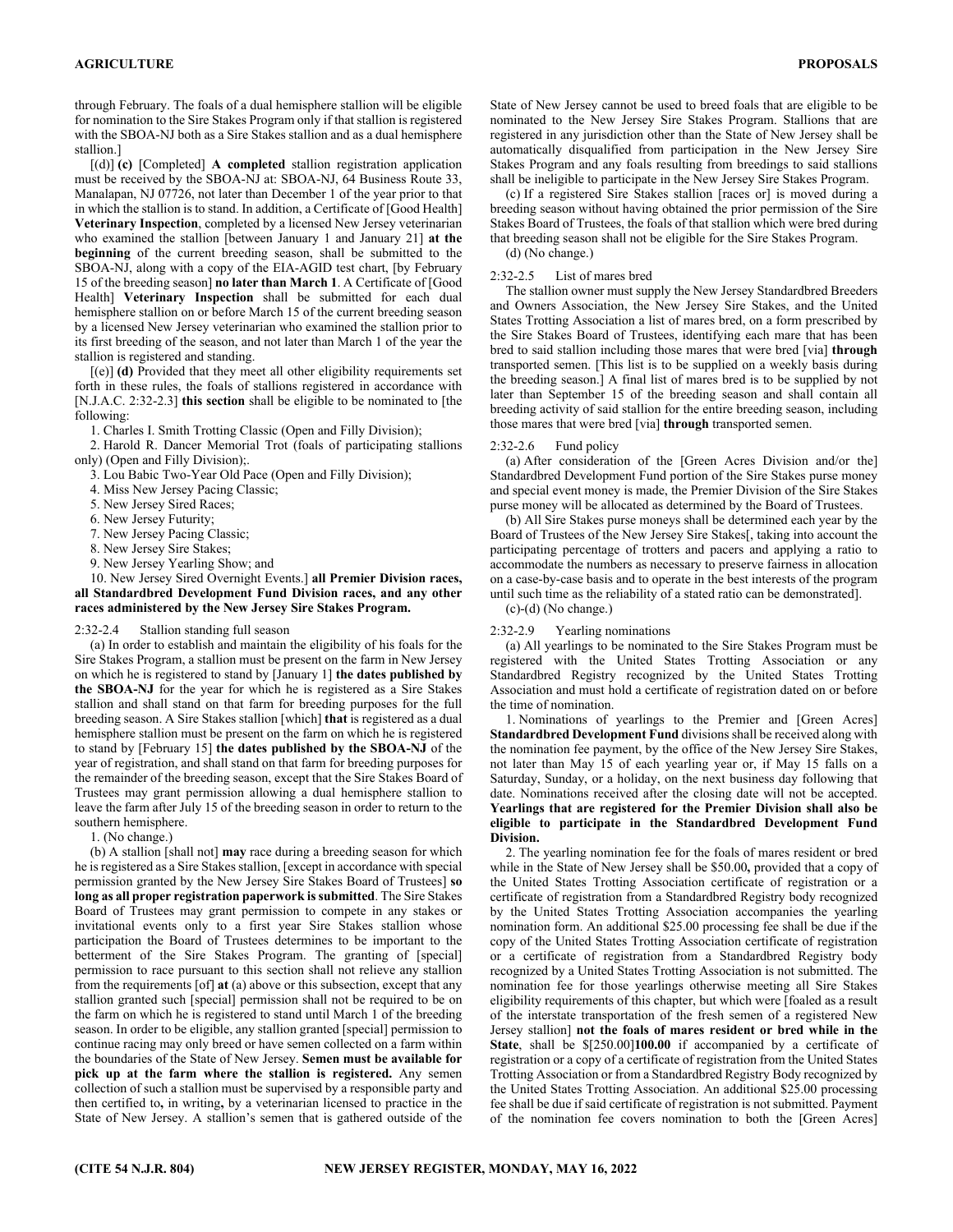through February. The foals of a dual hemisphere stallion will be eligible for nomination to the Sire Stakes Program only if that stallion is registered with the SBOA-NJ both as a Sire Stakes stallion and as a dual hemisphere stallion.]

[(d)] **(c)** [Completed] **A completed** stallion registration application must be received by the SBOA-NJ at: SBOA-NJ, 64 Business Route 33, Manalapan, NJ 07726, not later than December 1 of the year prior to that in which the stallion is to stand. In addition, a Certificate of [Good Health] **Veterinary Inspection**, completed by a licensed New Jersey veterinarian who examined the stallion [between January 1 and January 21] **at the beginning** of the current breeding season, shall be submitted to the SBOA-NJ, along with a copy of the EIA-AGID test chart, [by February 15 of the breeding season] **no later than March 1**. A Certificate of [Good Health] **Veterinary Inspection** shall be submitted for each dual hemisphere stallion on or before March 15 of the current breeding season by a licensed New Jersey veterinarian who examined the stallion prior to its first breeding of the season, and not later than March 1 of the year the stallion is registered and standing.

[(e)] **(d)** Provided that they meet all other eligibility requirements set forth in these rules, the foals of stallions registered in accordance with [N.J.A.C. 2:32-2.3] **this section** shall be eligible to be nominated to [the following:

1. Charles I. Smith Trotting Classic (Open and Filly Division);

2. Harold R. Dancer Memorial Trot (foals of participating stallions only) (Open and Filly Division);.

3. Lou Babic Two-Year Old Pace (Open and Filly Division);

4. Miss New Jersey Pacing Classic;

5. New Jersey Sired Races;

6. New Jersey Futurity;

7. New Jersey Pacing Classic;

8. New Jersey Sire Stakes;

9. New Jersey Yearling Show; and

10. New Jersey Sired Overnight Events.] **all Premier Division races, all Standardbred Development Fund Division races, and any other races administered by the New Jersey Sire Stakes Program.**

2:32-2.4 Stallion standing full season

(a) In order to establish and maintain the eligibility of his foals for the Sire Stakes Program, a stallion must be present on the farm in New Jersey on which he is registered to stand by [January 1] **the dates published by the SBOA-NJ** for the year for which he is registered as a Sire Stakes stallion and shall stand on that farm for breeding purposes for the full breeding season. A Sire Stakes stallion [which] **that** is registered as a dual hemisphere stallion must be present on the farm on which he is registered to stand by [February 15] **the dates published by the SBOA-NJ** of the year of registration, and shall stand on that farm for breeding purposes for the remainder of the breeding season, except that the Sire Stakes Board of Trustees may grant permission allowing a dual hemisphere stallion to leave the farm after July 15 of the breeding season in order to return to the southern hemisphere.

1. (No change.)

(b) A stallion [shall not] **may** race during a breeding season for which he is registered as a Sire Stakes stallion, [except in accordance with special permission granted by the New Jersey Sire Stakes Board of Trustees] **so long as all proper registration paperwork is submitted**. The Sire Stakes Board of Trustees may grant permission to compete in any stakes or invitational events only to a first year Sire Stakes stallion whose participation the Board of Trustees determines to be important to the betterment of the Sire Stakes Program. The granting of [special] permission to race pursuant to this section shall not relieve any stallion from the requirements [of] **at** (a) above or this subsection, except that any stallion granted such [special] permission shall not be required to be on the farm on which he is registered to stand until March 1 of the breeding season. In order to be eligible, any stallion granted [special] permission to continue racing may only breed or have semen collected on a farm within the boundaries of the State of New Jersey. **Semen must be available for pick up at the farm where the stallion is registered.** Any semen collection of such a stallion must be supervised by a responsible party and then certified to**,** in writing**,** by a veterinarian licensed to practice in the State of New Jersey. A stallion's semen that is gathered outside of the State of New Jersey cannot be used to breed foals that are eligible to be nominated to the New Jersey Sire Stakes Program. Stallions that are registered in any jurisdiction other than the State of New Jersey shall be automatically disqualified from participation in the New Jersey Sire Stakes Program and any foals resulting from breedings to said stallions shall be ineligible to participate in the New Jersey Sire Stakes Program.

(c) If a registered Sire Stakes stallion [races or] is moved during a breeding season without having obtained the prior permission of the Sire Stakes Board of Trustees, the foals of that stallion which were bred during that breeding season shall not be eligible for the Sire Stakes Program.

(d) (No change.)

2:32-2.5 List of mares bred

The stallion owner must supply the New Jersey Standardbred Breeders and Owners Association, the New Jersey Sire Stakes, and the United States Trotting Association a list of mares bred, on a form prescribed by the Sire Stakes Board of Trustees, identifying each mare that has been bred to said stallion including those mares that were bred [via] **through** transported semen. [This list is to be supplied on a weekly basis during the breeding season.] A final list of mares bred is to be supplied by not later than September 15 of the breeding season and shall contain all breeding activity of said stallion for the entire breeding season, including those mares that were bred [via] **through** transported semen.

2:32-2.6 Fund policy

(a) After consideration of the [Green Acres Division and/or the] Standardbred Development Fund portion of the Sire Stakes purse money and special event money is made, the Premier Division of the Sire Stakes purse money will be allocated as determined by the Board of Trustees.

(b) All Sire Stakes purse moneys shall be determined each year by the Board of Trustees of the New Jersey Sire Stakes[, taking into account the participating percentage of trotters and pacers and applying a ratio to accommodate the numbers as necessary to preserve fairness in allocation on a case-by-case basis and to operate in the best interests of the program until such time as the reliability of a stated ratio can be demonstrated].

(c)-(d) (No change.)

2:32-2.9 Yearling nominations

(a) All yearlings to be nominated to the Sire Stakes Program must be registered with the United States Trotting Association or any Standardbred Registry recognized by the United States Trotting Association and must hold a certificate of registration dated on or before the time of nomination.

1. Nominations of yearlings to the Premier and [Green Acres] **Standardbred Development Fund** divisions shall be received along with the nomination fee payment, by the office of the New Jersey Sire Stakes, not later than May 15 of each yearling year or, if May 15 falls on a Saturday, Sunday, or a holiday, on the next business day following that date. Nominations received after the closing date will not be accepted. **Yearlings that are registered for the Premier Division shall also be eligible to participate in the Standardbred Development Fund Division.**

2. The yearling nomination fee for the foals of mares resident or bred while in the State of New Jersey shall be $50.00**,** provided that a copy of the United States Trotting Association certificate of registration or a certificate of registration from a Standardbred Registry body recognized by the United States Trotting Association accompanies the yearling nomination form. An additional $25.00 processing fee shall be due if the copy of the United States Trotting Association certificate of registration or a certificate of registration from a Standardbred Registry body recognized by a United States Trotting Association is not submitted. The nomination fee for those yearlings otherwise meeting all Sire Stakes eligibility requirements of this chapter, but which were [foaled as a result of the interstate transportation of the fresh semen of a registered New Jersey stallion] **not the foals of mares resident or bred while in the State**, shall be $[250.00]**100.00** if accompanied by a certificate of registration or a copy of a certificate of registration from the United States Trotting Association or from a Standardbred Registry Body recognized by the United States Trotting Association. An additional $25.00 processing fee shall be due if said certificate of registration is not submitted. Payment of the nomination fee covers nomination to both the [Green Acres]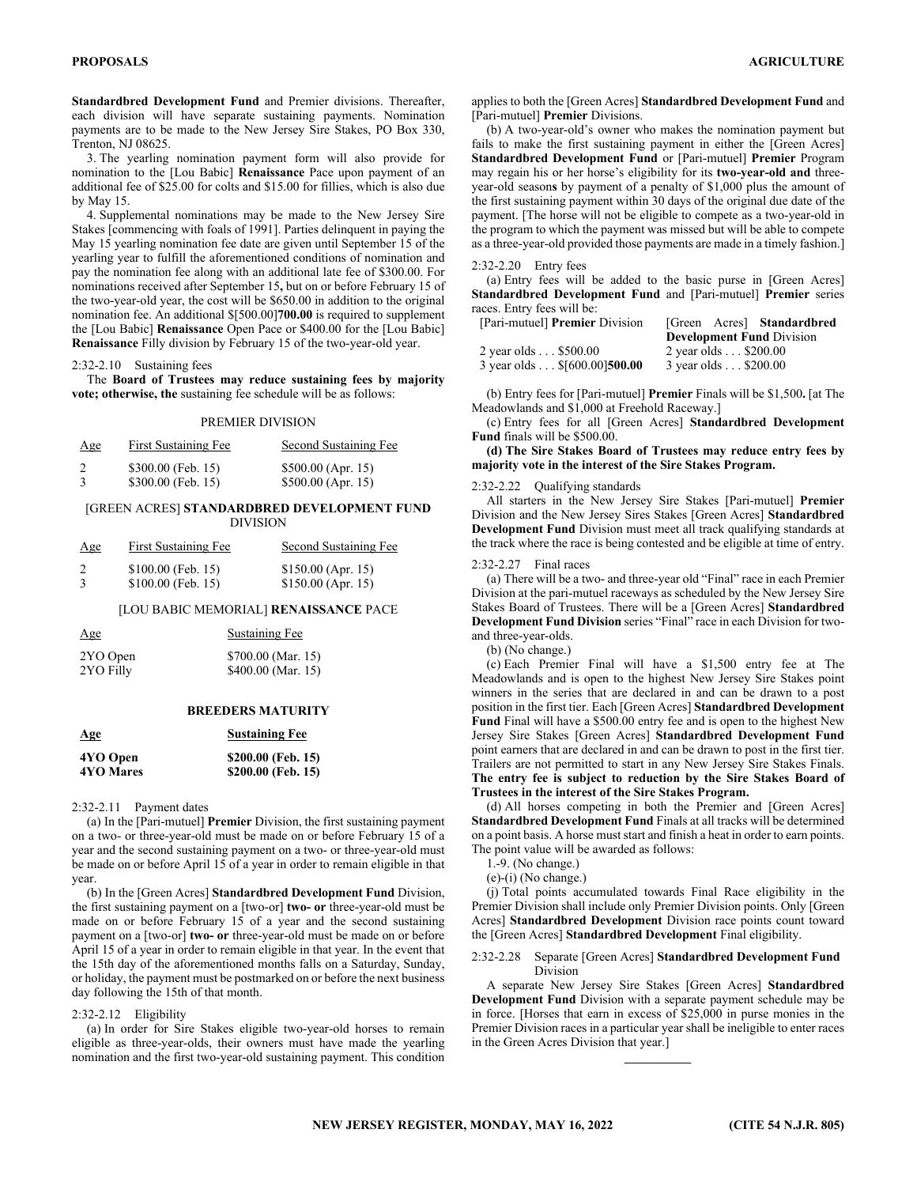**Standardbred Development Fund** and Premier divisions. Thereafter, each division will have separate sustaining payments. Nomination payments are to be made to the New Jersey Sire Stakes, PO Box 330, Trenton, NJ 08625.

3. The yearling nomination payment form will also provide for nomination to the [Lou Babic] **Renaissance** Pace upon payment of an additional fee of $25.00 for colts and $15.00 for fillies, which is also due by May 15.

4. Supplemental nominations may be made to the New Jersey Sire Stakes [commencing with foals of 1991]. Parties delinquent in paying the May 15 yearling nomination fee date are given until September 15 of the yearling year to fulfill the aforementioned conditions of nomination and pay the nomination fee along with an additional late fee of $300.00. For nominations received after September 15**,** but on or before February 15 of the two-year-old year, the cost will be $650.00 in addition to the original nomination fee. An additional $[500.00]**700.00** is required to supplement the [Lou Babic] **Renaissance** Open Pace or $400.00 for the [Lou Babic] **Renaissance** Filly division by February 15 of the two-year-old year.

2:32-2.10 Sustaining fees

The **Board of Trustees may reduce sustaining fees by majority vote; otherwise, the** sustaining fee schedule will be as follows:

PREMIER DIVISION

| Age | First Sustaining Fee | Second Sustaining Fee |
|---|---|---|
| 2 | $300.00 (Feb. 15) | $500.00 (Apr. 15) |
| 3 | $300.00 (Feb. 15) | $500.00 (Apr. 15) |

[GREEN ACRES] **STANDARDBRED DEVELOPMENT FUND** DIVISION

| Age | First Sustaining Fee | Second Sustaining Fee |
|---|---|---|
| 2 | $100.00 (Feb. 15) | $150.00 (Apr. 15) |
| 3 | $100.00 (Feb. 15) | $150.00 (Apr. 15) |

[LOU BABIC MEMORIAL] **RENAISSANCE** PACE

| Age | Sustaining Fee |
|---|---|
| 2YO Open | $700.00 (Mar. 15) |
| 2YO Filly | $400.00 (Mar. 15) |

**BREEDERS MATURITY**

| **Age** | **Sustaining Fee** |
|---|---|
| **4YO Open** | **$200.00 (Feb. 15)** |
| **4YO Mares** | **$200.00 (Feb. 15)** |

2:32-2.11 Payment dates

(a) In the [Pari-mutuel] **Premier** Division, the first sustaining payment on a two- or three-year-old must be made on or before February 15 of a year and the second sustaining payment on a two- or three-year-old must be made on or before April 15 of a year in order to remain eligible in that year.

(b) In the [Green Acres] **Standardbred Development Fund** Division, the first sustaining payment on a [two-or] **two- or** three-year-old must be made on or before February 15 of a year and the second sustaining payment on a [two-or] **two- or** three-year-old must be made on or before April 15 of a year in order to remain eligible in that year. In the event that the 15th day of the aforementioned months falls on a Saturday, Sunday, or holiday, the payment must be postmarked on or before the next business day following the 15th of that month.

2:32-2.12 Eligibility

(a) In order for Sire Stakes eligible two-year-old horses to remain eligible as three-year-olds, their owners must have made the yearling nomination and the first two-year-old sustaining payment. This condition applies to both the [Green Acres] **Standardbred Development Fund** and [Pari-mutuel] **Premier** Divisions.

(b) A two-year-old's owner who makes the nomination payment but fails to make the first sustaining payment in either the [Green Acres] **Standardbred Development Fund** or [Pari-mutuel] **Premier** Program may regain his or her horse's eligibility for its **two-year-old and** three-year-old season**s** by payment of a penalty of $1,000 plus the amount of the first sustaining payment within 30 days of the original due date of the payment. [The horse will not be eligible to compete as a two-year-old in the program to which the payment was missed but will be able to compete as a three-year-old provided those payments are made in a timely fashion.]

2:32-2.20 Entry fees

(a) Entry fees will be added to the basic purse in [Green Acres] **Standardbred Development Fund** and [Pari-mutuel] **Premier** series races. Entry fees will be:

| [Pari-mutuel] **Premier** Division | [Green Acres] **Standardbred Development Fund** Division |
|---|---|
| 2 year olds . . . $500.00 | 2 year olds . . . $200.00 |
| 3 year olds . . . $[600.00]**500.00** | 3 year olds . . . $200.00 |

(b) Entry fees for [Pari-mutuel] **Premier** Finals will be $1,500**.** [at The Meadowlands and $1,000 at Freehold Raceway.]

(c) Entry fees for all [Green Acres] **Standardbred Development Fund** finals will be $500.00.

**(d) The Sire Stakes Board of Trustees may reduce entry fees by majority vote in the interest of the Sire Stakes Program.**

2:32-2.22 Qualifying standards

All starters in the New Jersey Sire Stakes [Pari-mutuel] **Premier** Division and the New Jersey Sires Stakes [Green Acres] **Standardbred Development Fund** Division must meet all track qualifying standards at the track where the race is being contested and be eligible at time of entry.

2:32-2.27 Final races

(a) There will be a two- and three-year old "Final" race in each Premier Division at the pari-mutuel raceways as scheduled by the New Jersey Sire Stakes Board of Trustees. There will be a [Green Acres] **Standardbred Development Fund Division** series "Final" race in each Division for two- and three-year-olds.

(b) (No change.)

(c) Each Premier Final will have a $1,500 entry fee at The Meadowlands and is open to the highest New Jersey Sire Stakes point winners in the series that are declared in and can be drawn to a post position in the first tier. Each [Green Acres] **Standardbred Development Fund** Final will have a $500.00 entry fee and is open to the highest New Jersey Sire Stakes [Green Acres] **Standardbred Development Fund** point earners that are declared in and can be drawn to post in the first tier. Trailers are not permitted to start in any New Jersey Sire Stakes Finals. **The entry fee is subject to reduction by the Sire Stakes Board of Trustees in the interest of the Sire Stakes Program.**

(d) All horses competing in both the Premier and [Green Acres] **Standardbred Development Fund** Finals at all tracks will be determined on a point basis. A horse must start and finish a heat in order to earn points. The point value will be awarded as follows:

1.-9. (No change.)

(e)-(i) (No change.)

(j) Total points accumulated towards Final Race eligibility in the Premier Division shall include only Premier Division points. Only [Green Acres] **Standardbred Development** Division race points count toward the [Green Acres] **Standardbred Development** Final eligibility.

2:32-2.28 Separate [Green Acres] **Standardbred Development Fund** Division

A separate New Jersey Sire Stakes [Green Acres] **Standardbred Development Fund** Division with a separate payment schedule may be in force. [Horses that earn in excess of $25,000 in purse monies in the Premier Division races in a particular year shall be ineligible to enter races in the Green Acres Division that year.]

---